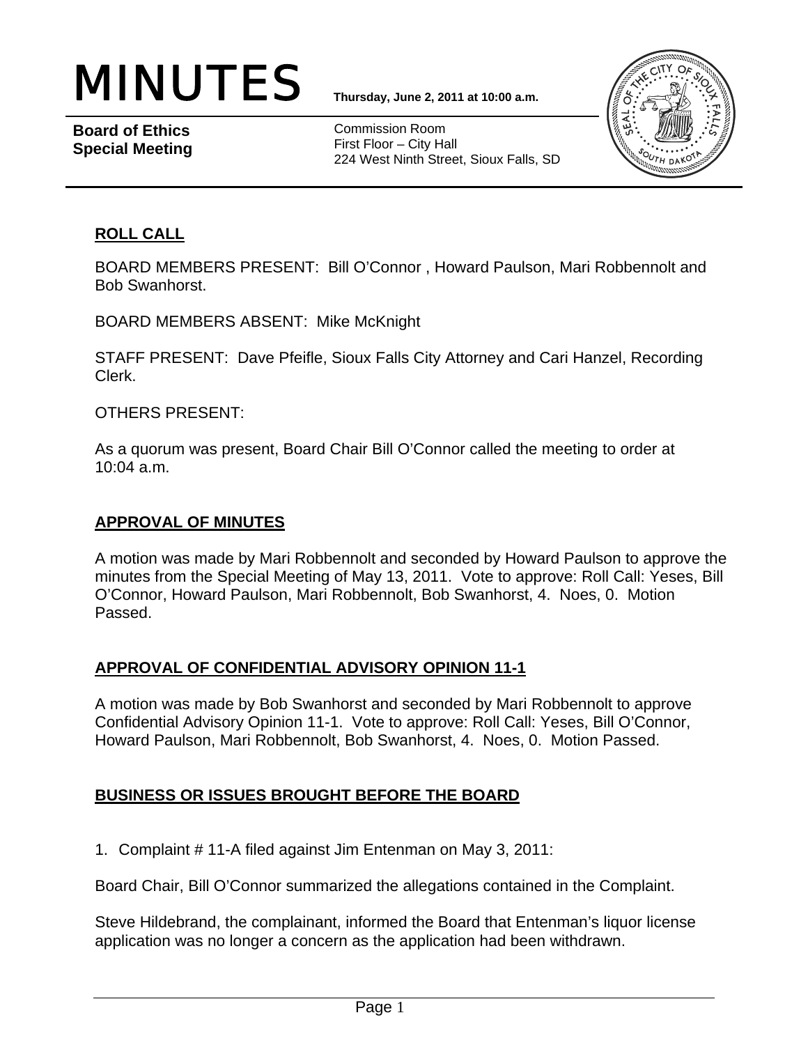# MINUTES

**Thursday, June 2, 2011 at 10:00 a.m.**

**Board of Ethics Special Meeting**

Commission Room
First Floor – City Hall
224 West Ninth Street, Sioux Falls, SD

## ROLL CALL

BOARD MEMBERS PRESENT: Bill O'Connor , Howard Paulson, Mari Robbennolt and Bob Swanhorst.

BOARD MEMBERS ABSENT: Mike McKnight

STAFF PRESENT: Dave Pfeifle, Sioux Falls City Attorney and Cari Hanzel, Recording Clerk.

OTHERS PRESENT:

As a quorum was present, Board Chair Bill O'Connor called the meeting to order at 10:04 a.m.

## APPROVAL OF MINUTES

A motion was made by Mari Robbennolt and seconded by Howard Paulson to approve the minutes from the Special Meeting of May 13, 2011. Vote to approve: Roll Call: Yeses, Bill O'Connor, Howard Paulson, Mari Robbennolt, Bob Swanhorst, 4. Noes, 0. Motion Passed.

## APPROVAL OF CONFIDENTIAL ADVISORY OPINION 11-1

A motion was made by Bob Swanhorst and seconded by Mari Robbennolt to approve Confidential Advisory Opinion 11-1. Vote to approve: Roll Call: Yeses, Bill O'Connor, Howard Paulson, Mari Robbennolt, Bob Swanhorst, 4. Noes, 0. Motion Passed.

## BUSINESS OR ISSUES BROUGHT BEFORE THE BOARD

1. Complaint # 11-A filed against Jim Entenman on May 3, 2011:

Board Chair, Bill O'Connor summarized the allegations contained in the Complaint.

Steve Hildebrand, the complainant, informed the Board that Entenman's liquor license application was no longer a concern as the application had been withdrawn.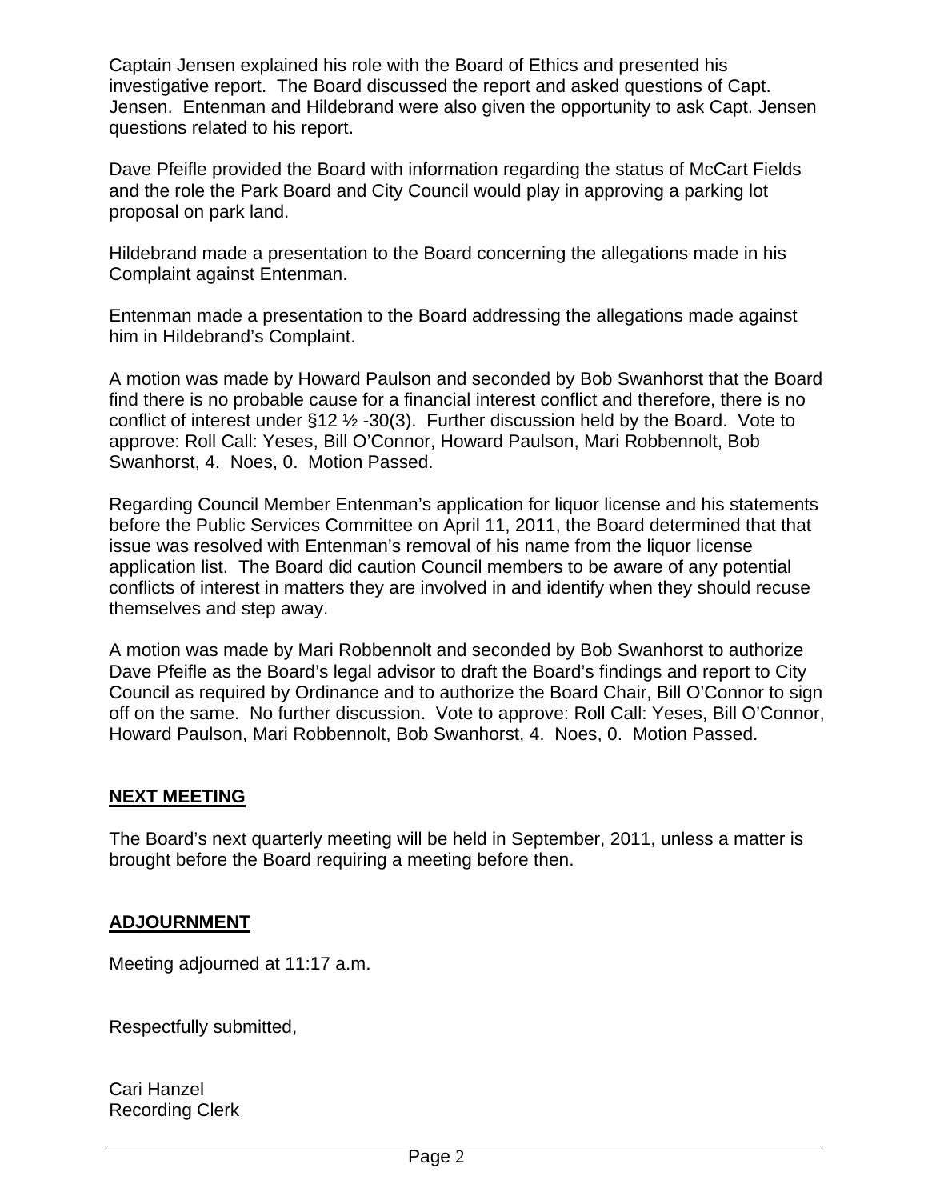Captain Jensen explained his role with the Board of Ethics and presented his investigative report. The Board discussed the report and asked questions of Capt. Jensen. Entenman and Hildebrand were also given the opportunity to ask Capt. Jensen questions related to his report.

Dave Pfeifle provided the Board with information regarding the status of McCart Fields and the role the Park Board and City Council would play in approving a parking lot proposal on park land.

Hildebrand made a presentation to the Board concerning the allegations made in his Complaint against Entenman.

Entenman made a presentation to the Board addressing the allegations made against him in Hildebrand's Complaint.

A motion was made by Howard Paulson and seconded by Bob Swanhorst that the Board find there is no probable cause for a financial interest conflict and therefore, there is no conflict of interest under §12 ½ -30(3). Further discussion held by the Board. Vote to approve: Roll Call: Yeses, Bill O'Connor, Howard Paulson, Mari Robbennolt, Bob Swanhorst, 4. Noes, 0. Motion Passed.

Regarding Council Member Entenman's application for liquor license and his statements before the Public Services Committee on April 11, 2011, the Board determined that that issue was resolved with Entenman's removal of his name from the liquor license application list. The Board did caution Council members to be aware of any potential conflicts of interest in matters they are involved in and identify when they should recuse themselves and step away.

A motion was made by Mari Robbennolt and seconded by Bob Swanhorst to authorize Dave Pfeifle as the Board's legal advisor to draft the Board's findings and report to City Council as required by Ordinance and to authorize the Board Chair, Bill O'Connor to sign off on the same. No further discussion. Vote to approve: Roll Call: Yeses, Bill O'Connor, Howard Paulson, Mari Robbennolt, Bob Swanhorst, 4. Noes, 0. Motion Passed.

**NEXT MEETING**

The Board's next quarterly meeting will be held in September, 2011, unless a matter is brought before the Board requiring a meeting before then.

**ADJOURNMENT**

Meeting adjourned at 11:17 a.m.

Respectfully submitted,

Cari Hanzel
Recording Clerk